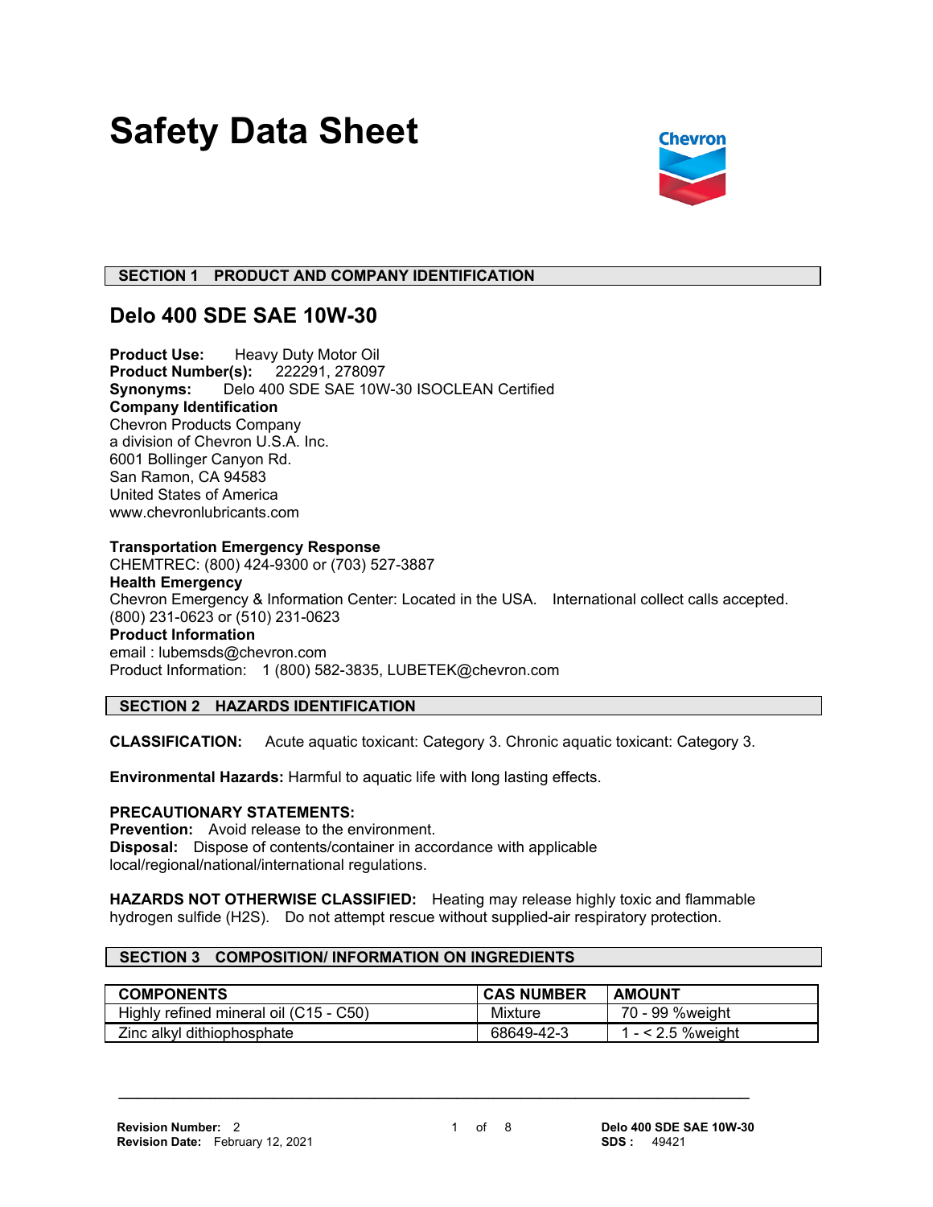# Safety Data Sheet

Chevron

## SECTION 1 PRODUCT AND COMPANY IDENTIFICATION

### Delo 400 SDE SAE 10W-30

**Product Use:** Heavy Duty Motor Oil
**Product Number(s):** 222291, 278097
**Synonyms:** Delo 400 SDE SAE 10W-30 ISOCLEAN Certified
**Company Identification**
Chevron Products Company
a division of Chevron U.S.A. Inc.
6001 Bollinger Canyon Rd.
San Ramon, CA 94583
United States of America
www.chevronlubricants.com

**Transportation Emergency Response**
CHEMTREC: (800) 424-9300 or (703) 527-3887
**Health Emergency**
Chevron Emergency & Information Center: Located in the USA. International collect calls accepted. (800) 231-0623 or (510) 231-0623
**Product Information**
email : lubemsds@chevron.com
Product Information: 1 (800) 582-3835, LUBETEK@chevron.com

## SECTION 2 HAZARDS IDENTIFICATION

**CLASSIFICATION:** Acute aquatic toxicant: Category 3. Chronic aquatic toxicant: Category 3.

**Environmental Hazards:** Harmful to aquatic life with long lasting effects.

**PRECAUTIONARY STATEMENTS:**
**Prevention:** Avoid release to the environment.
**Disposal:** Dispose of contents/container in accordance with applicable local/regional/national/international regulations.

**HAZARDS NOT OTHERWISE CLASSIFIED:** Heating may release highly toxic and flammable hydrogen sulfide (H2S). Do not attempt rescue without supplied-air respiratory protection.

## SECTION 3 COMPOSITION/ INFORMATION ON INGREDIENTS

| COMPONENTS | CAS NUMBER | AMOUNT |
|---|---|---|
| Highly refined mineral oil (C15 - C50) | Mixture | 70 - 99 %weight |
| Zinc alkyl dithiophosphate | 68649-42-3 | 1 - < 2.5 %weight |

**Revision Number:** 2
**Revision Date:** February 12, 2021
**SDS:** 49421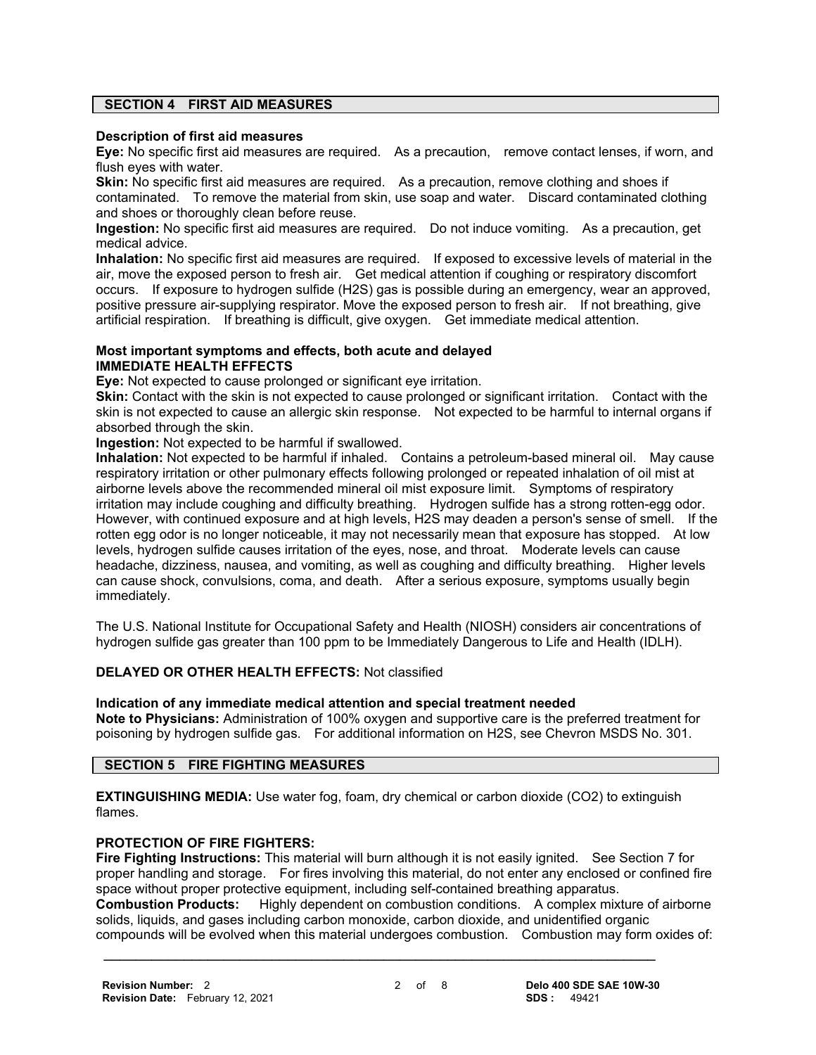## SECTION 4 FIRST AID MEASURES

**Description of first aid measures**

**Eye:** No specific first aid measures are required. As a precaution, remove contact lenses, if worn, and flush eyes with water.

**Skin:** No specific first aid measures are required. As a precaution, remove clothing and shoes if contaminated. To remove the material from skin, use soap and water. Discard contaminated clothing and shoes or thoroughly clean before reuse.

**Ingestion:** No specific first aid measures are required. Do not induce vomiting. As a precaution, get medical advice.

**Inhalation:** No specific first aid measures are required. If exposed to excessive levels of material in the air, move the exposed person to fresh air. Get medical attention if coughing or respiratory discomfort occurs. If exposure to hydrogen sulfide (H2S) gas is possible during an emergency, wear an approved, positive pressure air-supplying respirator. Move the exposed person to fresh air. If not breathing, give artificial respiration. If breathing is difficult, give oxygen. Get immediate medical attention.

**Most important symptoms and effects, both acute and delayed**

**IMMEDIATE HEALTH EFFECTS**

**Eye:** Not expected to cause prolonged or significant eye irritation.

**Skin:** Contact with the skin is not expected to cause prolonged or significant irritation. Contact with the skin is not expected to cause an allergic skin response. Not expected to be harmful to internal organs if absorbed through the skin.

**Ingestion:** Not expected to be harmful if swallowed.

**Inhalation:** Not expected to be harmful if inhaled. Contains a petroleum-based mineral oil. May cause respiratory irritation or other pulmonary effects following prolonged or repeated inhalation of oil mist at airborne levels above the recommended mineral oil mist exposure limit. Symptoms of respiratory irritation may include coughing and difficulty breathing. Hydrogen sulfide has a strong rotten-egg odor. However, with continued exposure and at high levels, H2S may deaden a person's sense of smell. If the rotten egg odor is no longer noticeable, it may not necessarily mean that exposure has stopped. At low levels, hydrogen sulfide causes irritation of the eyes, nose, and throat. Moderate levels can cause headache, dizziness, nausea, and vomiting, as well as coughing and difficulty breathing. Higher levels can cause shock, convulsions, coma, and death. After a serious exposure, symptoms usually begin immediately.

The U.S. National Institute for Occupational Safety and Health (NIOSH) considers air concentrations of hydrogen sulfide gas greater than 100 ppm to be Immediately Dangerous to Life and Health (IDLH).

**DELAYED OR OTHER HEALTH EFFECTS:** Not classified

**Indication of any immediate medical attention and special treatment needed**

**Note to Physicians:** Administration of 100% oxygen and supportive care is the preferred treatment for poisoning by hydrogen sulfide gas. For additional information on H2S, see Chevron MSDS No. 301.

## SECTION 5 FIRE FIGHTING MEASURES

**EXTINGUISHING MEDIA:** Use water fog, foam, dry chemical or carbon dioxide (CO2) to extinguish flames.

**PROTECTION OF FIRE FIGHTERS:**

**Fire Fighting Instructions:** This material will burn although it is not easily ignited. See Section 7 for proper handling and storage. For fires involving this material, do not enter any enclosed or confined fire space without proper protective equipment, including self-contained breathing apparatus.

**Combustion Products:** Highly dependent on combustion conditions. A complex mixture of airborne solids, liquids, and gases including carbon monoxide, carbon dioxide, and unidentified organic compounds will be evolved when this material undergoes combustion. Combustion may form oxides of: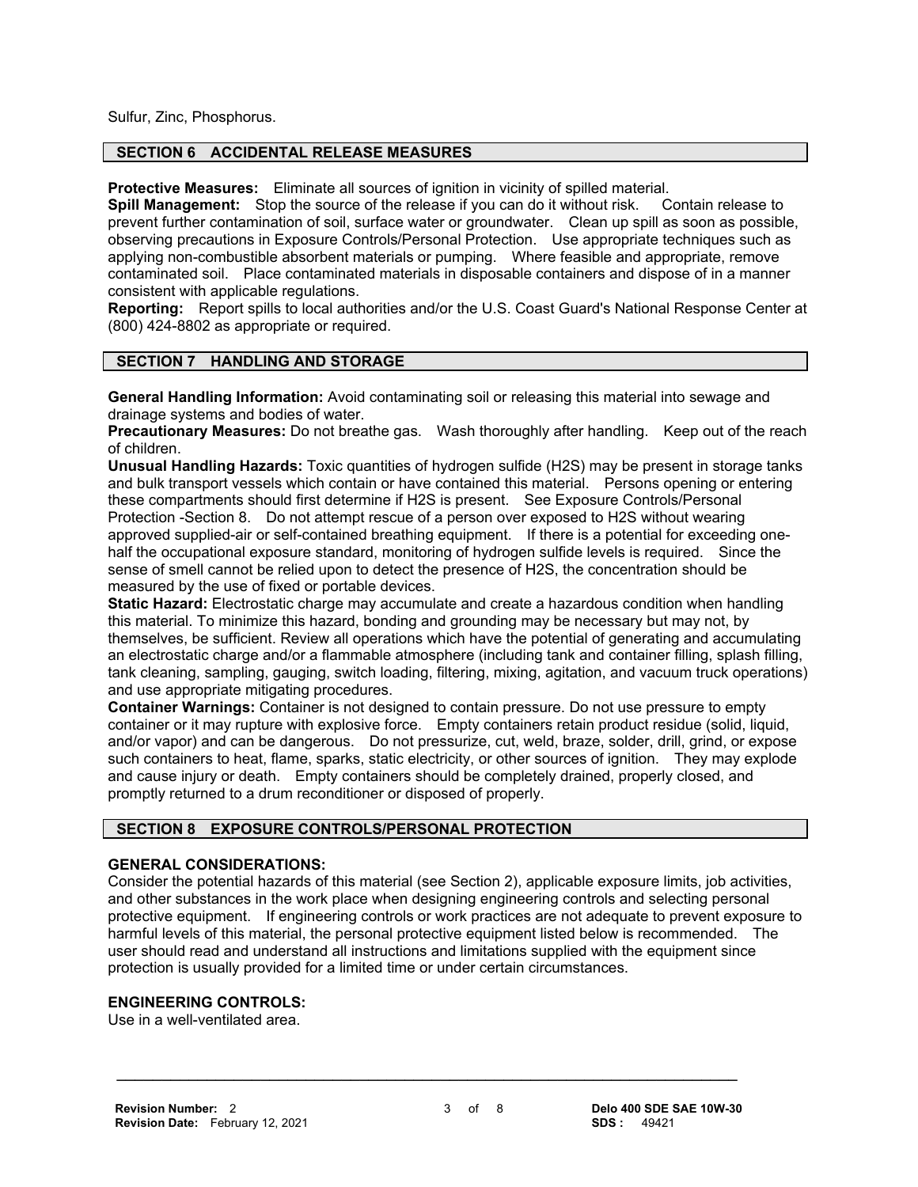Sulfur, Zinc, Phosphorus.

## SECTION 6 ACCIDENTAL RELEASE MEASURES

**Protective Measures:** Eliminate all sources of ignition in vicinity of spilled material.
**Spill Management:** Stop the source of the release if you can do it without risk. Contain release to prevent further contamination of soil, surface water or groundwater. Clean up spill as soon as possible, observing precautions in Exposure Controls/Personal Protection. Use appropriate techniques such as applying non-combustible absorbent materials or pumping. Where feasible and appropriate, remove contaminated soil. Place contaminated materials in disposable containers and dispose of in a manner consistent with applicable regulations.
**Reporting:** Report spills to local authorities and/or the U.S. Coast Guard's National Response Center at (800) 424-8802 as appropriate or required.

## SECTION 7 HANDLING AND STORAGE

**General Handling Information:** Avoid contaminating soil or releasing this material into sewage and drainage systems and bodies of water.
**Precautionary Measures:** Do not breathe gas. Wash thoroughly after handling. Keep out of the reach of children.
**Unusual Handling Hazards:** Toxic quantities of hydrogen sulfide (H2S) may be present in storage tanks and bulk transport vessels which contain or have contained this material. Persons opening or entering these compartments should first determine if H2S is present. See Exposure Controls/Personal Protection -Section 8. Do not attempt rescue of a person over exposed to H2S without wearing approved supplied-air or self-contained breathing equipment. If there is a potential for exceeding one-half the occupational exposure standard, monitoring of hydrogen sulfide levels is required. Since the sense of smell cannot be relied upon to detect the presence of H2S, the concentration should be measured by the use of fixed or portable devices.
**Static Hazard:** Electrostatic charge may accumulate and create a hazardous condition when handling this material. To minimize this hazard, bonding and grounding may be necessary but may not, by themselves, be sufficient. Review all operations which have the potential of generating and accumulating an electrostatic charge and/or a flammable atmosphere (including tank and container filling, splash filling, tank cleaning, sampling, gauging, switch loading, filtering, mixing, agitation, and vacuum truck operations) and use appropriate mitigating procedures.
**Container Warnings:** Container is not designed to contain pressure. Do not use pressure to empty container or it may rupture with explosive force. Empty containers retain product residue (solid, liquid, and/or vapor) and can be dangerous. Do not pressurize, cut, weld, braze, solder, drill, grind, or expose such containers to heat, flame, sparks, static electricity, or other sources of ignition. They may explode and cause injury or death. Empty containers should be completely drained, properly closed, and promptly returned to a drum reconditioner or disposed of properly.

## SECTION 8 EXPOSURE CONTROLS/PERSONAL PROTECTION

### GENERAL CONSIDERATIONS:

Consider the potential hazards of this material (see Section 2), applicable exposure limits, job activities, and other substances in the work place when designing engineering controls and selecting personal protective equipment. If engineering controls or work practices are not adequate to prevent exposure to harmful levels of this material, the personal protective equipment listed below is recommended. The user should read and understand all instructions and limitations supplied with the equipment since protection is usually provided for a limited time or under certain circumstances.

### ENGINEERING CONTROLS:

Use in a well-ventilated area.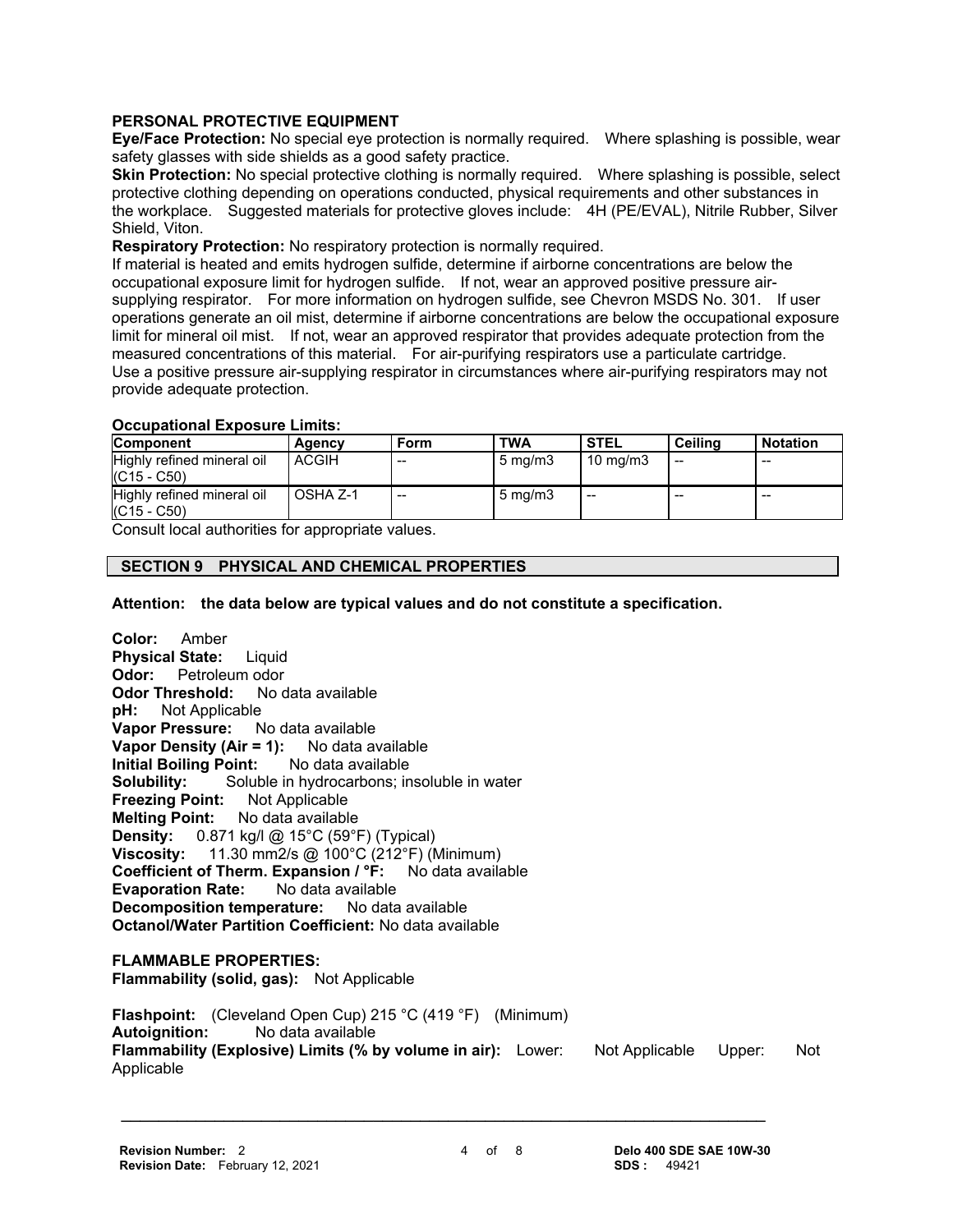## PERSONAL PROTECTIVE EQUIPMENT

**Eye/Face Protection:** No special eye protection is normally required. Where splashing is possible, wear safety glasses with side shields as a good safety practice.

**Skin Protection:** No special protective clothing is normally required. Where splashing is possible, select protective clothing depending on operations conducted, physical requirements and other substances in the workplace. Suggested materials for protective gloves include: 4H (PE/EVAL), Nitrile Rubber, Silver Shield, Viton.

**Respiratory Protection:** No respiratory protection is normally required.

If material is heated and emits hydrogen sulfide, determine if airborne concentrations are below the occupational exposure limit for hydrogen sulfide. If not, wear an approved positive pressure air-supplying respirator. For more information on hydrogen sulfide, see Chevron MSDS No. 301. If user operations generate an oil mist, determine if airborne concentrations are below the occupational exposure limit for mineral oil mist. If not, wear an approved respirator that provides adequate protection from the measured concentrations of this material. For air-purifying respirators use a particulate cartridge. Use a positive pressure air-supplying respirator in circumstances where air-purifying respirators may not provide adequate protection.

**Occupational Exposure Limits:**

| Component | Agency | Form | TWA | STEL | Ceiling | Notation |
|---|---|---|---|---|---|---|
| Highly refined mineral oil (C15 - C50) | ACGIH | -- | 5 mg/m3 | 10 mg/m3 | -- | -- |
| Highly refined mineral oil (C15 - C50) | OSHA Z-1 | -- | 5 mg/m3 | -- | -- | -- |

Consult local authorities for appropriate values.

## SECTION 9 PHYSICAL AND CHEMICAL PROPERTIES

**Attention: the data below are typical values and do not constitute a specification.**

**Color:** Amber
**Physical State:** Liquid
**Odor:** Petroleum odor
**Odor Threshold:** No data available
**pH:** Not Applicable
**Vapor Pressure:** No data available
**Vapor Density (Air = 1):** No data available
**Initial Boiling Point:** No data available
**Solubility:** Soluble in hydrocarbons; insoluble in water
**Freezing Point:** Not Applicable
**Melting Point:** No data available
**Density:** 0.871 kg/l @ 15°C (59°F) (Typical)
**Viscosity:** 11.30 mm2/s @ 100°C (212°F) (Minimum)
**Coefficient of Therm. Expansion / °F:** No data available
**Evaporation Rate:** No data available
**Decomposition temperature:** No data available
**Octanol/Water Partition Coefficient:** No data available

**FLAMMABLE PROPERTIES:**
**Flammability (solid, gas):** Not Applicable

**Flashpoint:** (Cleveland Open Cup) 215 °C (419 °F) (Minimum)
**Autoignition:** No data available
**Flammability (Explosive) Limits (% by volume in air):** Lower: Not Applicable Upper: Not Applicable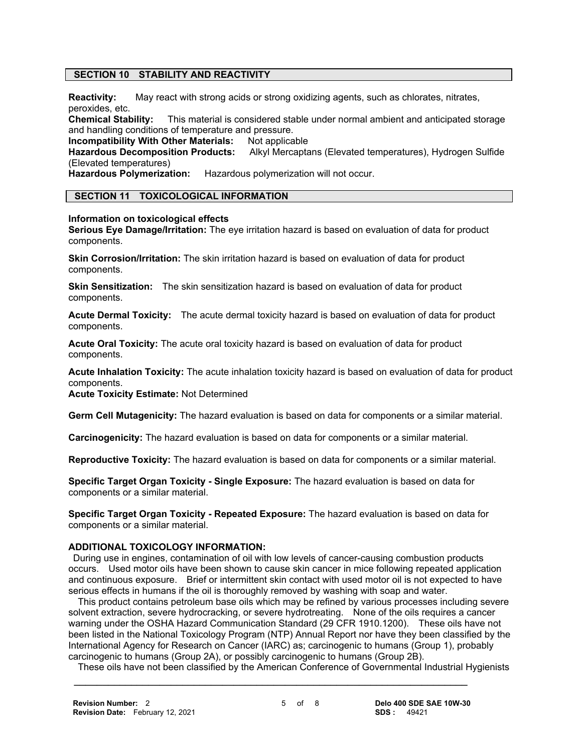## SECTION 10 STABILITY AND REACTIVITY

**Reactivity:** May react with strong acids or strong oxidizing agents, such as chlorates, nitrates, peroxides, etc.
**Chemical Stability:** This material is considered stable under normal ambient and anticipated storage and handling conditions of temperature and pressure.
**Incompatibility With Other Materials:** Not applicable
**Hazardous Decomposition Products:** Alkyl Mercaptans (Elevated temperatures), Hydrogen Sulfide (Elevated temperatures)
**Hazardous Polymerization:** Hazardous polymerization will not occur.

## SECTION 11 TOXICOLOGICAL INFORMATION

**Information on toxicological effects**
**Serious Eye Damage/Irritation:** The eye irritation hazard is based on evaluation of data for product components.

**Skin Corrosion/Irritation:** The skin irritation hazard is based on evaluation of data for product components.

**Skin Sensitization:** The skin sensitization hazard is based on evaluation of data for product components.

**Acute Dermal Toxicity:** The acute dermal toxicity hazard is based on evaluation of data for product components.

**Acute Oral Toxicity:** The acute oral toxicity hazard is based on evaluation of data for product components.

**Acute Inhalation Toxicity:** The acute inhalation toxicity hazard is based on evaluation of data for product components.
**Acute Toxicity Estimate:** Not Determined

**Germ Cell Mutagenicity:** The hazard evaluation is based on data for components or a similar material.

**Carcinogenicity:** The hazard evaluation is based on data for components or a similar material.

**Reproductive Toxicity:** The hazard evaluation is based on data for components or a similar material.

**Specific Target Organ Toxicity - Single Exposure:** The hazard evaluation is based on data for components or a similar material.

**Specific Target Organ Toxicity - Repeated Exposure:** The hazard evaluation is based on data for components or a similar material.

**ADDITIONAL TOXICOLOGY INFORMATION:**
During use in engines, contamination of oil with low levels of cancer-causing combustion products occurs. Used motor oils have been shown to cause skin cancer in mice following repeated application and continuous exposure. Brief or intermittent skin contact with used motor oil is not expected to have serious effects in humans if the oil is thoroughly removed by washing with soap and water.
This product contains petroleum base oils which may be refined by various processes including severe solvent extraction, severe hydrocracking, or severe hydrotreating. None of the oils requires a cancer warning under the OSHA Hazard Communication Standard (29 CFR 1910.1200). These oils have not been listed in the National Toxicology Program (NTP) Annual Report nor have they been classified by the International Agency for Research on Cancer (IARC) as; carcinogenic to humans (Group 1), probably carcinogenic to humans (Group 2A), or possibly carcinogenic to humans (Group 2B).
These oils have not been classified by the American Conference of Governmental Industrial Hygienists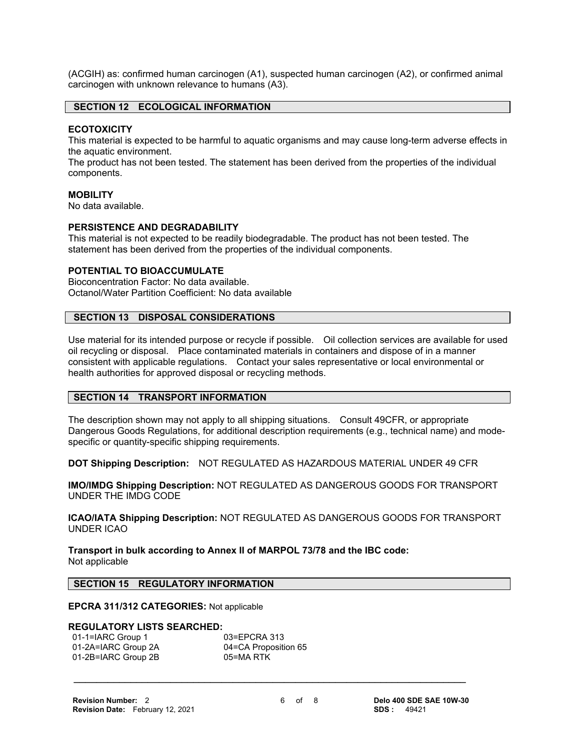(ACGIH) as: confirmed human carcinogen (A1), suspected human carcinogen (A2), or confirmed animal carcinogen with unknown relevance to humans (A3).

## SECTION 12 ECOLOGICAL INFORMATION

**ECOTOXICITY**
This material is expected to be harmful to aquatic organisms and may cause long-term adverse effects in the aquatic environment.
The product has not been tested. The statement has been derived from the properties of the individual components.

**MOBILITY**
No data available.

**PERSISTENCE AND DEGRADABILITY**
This material is not expected to be readily biodegradable. The product has not been tested. The statement has been derived from the properties of the individual components.

**POTENTIAL TO BIOACCUMULATE**
Bioconcentration Factor: No data available.
Octanol/Water Partition Coefficient: No data available

## SECTION 13 DISPOSAL CONSIDERATIONS

Use material for its intended purpose or recycle if possible. Oil collection services are available for used oil recycling or disposal. Place contaminated materials in containers and dispose of in a manner consistent with applicable regulations. Contact your sales representative or local environmental or health authorities for approved disposal or recycling methods.

## SECTION 14 TRANSPORT INFORMATION

The description shown may not apply to all shipping situations. Consult 49CFR, or appropriate Dangerous Goods Regulations, for additional description requirements (e.g., technical name) and mode-specific or quantity-specific shipping requirements.

**DOT Shipping Description:** NOT REGULATED AS HAZARDOUS MATERIAL UNDER 49 CFR

**IMO/IMDG Shipping Description:** NOT REGULATED AS DANGEROUS GOODS FOR TRANSPORT UNDER THE IMDG CODE

**ICAO/IATA Shipping Description:** NOT REGULATED AS DANGEROUS GOODS FOR TRANSPORT UNDER ICAO

**Transport in bulk according to Annex II of MARPOL 73/78 and the IBC code:**
Not applicable

## SECTION 15 REGULATORY INFORMATION

**EPCRA 311/312 CATEGORIES:** Not applicable

**REGULATORY LISTS SEARCHED:**

| | |
|---|---|
| 01-1=IARC Group 1 | 03=EPCRA 313 |
| 01-2A=IARC Group 2A | 04=CA Proposition 65 |
| 01-2B=IARC Group 2B | 05=MA RTK |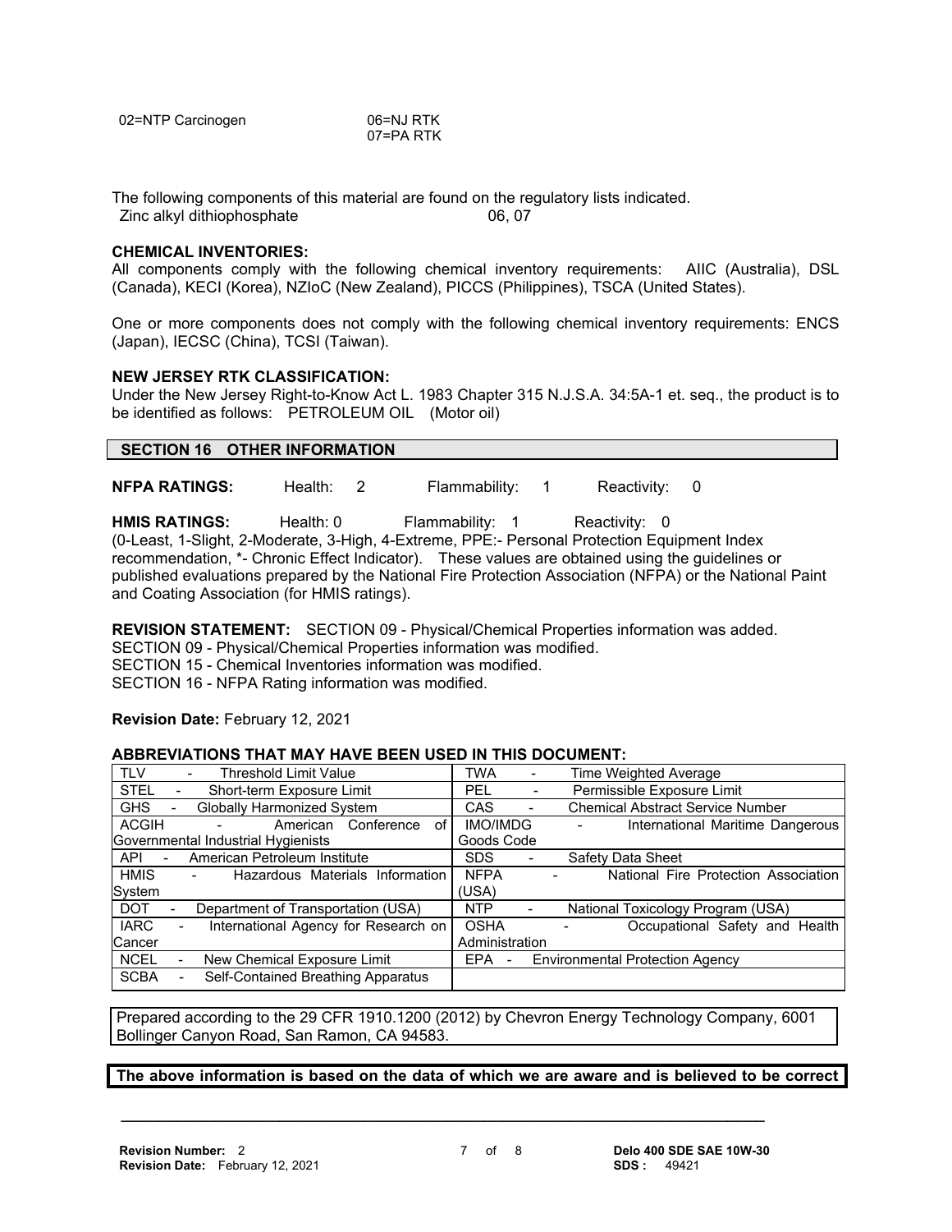02=NTP Carcinogen

06=NJ RTK
07=PA RTK

The following components of this material are found on the regulatory lists indicated.

Zinc alkyl dithiophosphate 06, 07

**CHEMICAL INVENTORIES:**
All components comply with the following chemical inventory requirements: AIIC (Australia), DSL (Canada), KECI (Korea), NZIoC (New Zealand), PICCS (Philippines), TSCA (United States).

One or more components does not comply with the following chemical inventory requirements: ENCS (Japan), IECSC (China), TCSI (Taiwan).

**NEW JERSEY RTK CLASSIFICATION:**
Under the New Jersey Right-to-Know Act L. 1983 Chapter 315 N.J.S.A. 34:5A-1 et. seq., the product is to be identified as follows: PETROLEUM OIL (Motor oil)

## SECTION 16 OTHER INFORMATION

**NFPA RATINGS:** Health: 2 Flammability: 1 Reactivity: 0

**HMIS RATINGS:** Health: 0 Flammability: 1 Reactivity: 0
(0-Least, 1-Slight, 2-Moderate, 3-High, 4-Extreme, PPE:- Personal Protection Equipment Index recommendation, *- Chronic Effect Indicator). These values are obtained using the guidelines or published evaluations prepared by the National Fire Protection Association (NFPA) or the National Paint and Coating Association (for HMIS ratings).

**REVISION STATEMENT:** SECTION 09 - Physical/Chemical Properties information was added.
SECTION 09 - Physical/Chemical Properties information was modified.
SECTION 15 - Chemical Inventories information was modified.
SECTION 16 - NFPA Rating information was modified.

**Revision Date:** February 12, 2021

**ABBREVIATIONS THAT MAY HAVE BEEN USED IN THIS DOCUMENT:**

| | |
|---|---|
| TLV - Threshold Limit Value | TWA - Time Weighted Average |
| STEL - Short-term Exposure Limit | PEL - Permissible Exposure Limit |
| GHS - Globally Harmonized System | CAS - Chemical Abstract Service Number |
| ACGIH - American Conference of Governmental Industrial Hygienists | IMO/IMDG - International Maritime Dangerous Goods Code |
| API - American Petroleum Institute | SDS - Safety Data Sheet |
| HMIS - Hazardous Materials Information System | NFPA - National Fire Protection Association (USA) |
| DOT - Department of Transportation (USA) | NTP - National Toxicology Program (USA) |
| IARC - International Agency for Research on Cancer | OSHA - Occupational Safety and Health Administration |
| NCEL - New Chemical Exposure Limit | EPA - Environmental Protection Agency |
| SCBA - Self-Contained Breathing Apparatus | |

Prepared according to the 29 CFR 1910.1200 (2012) by Chevron Energy Technology Company, 6001 Bollinger Canyon Road, San Ramon, CA 94583.

**The above information is based on the data of which we are aware and is believed to be correct**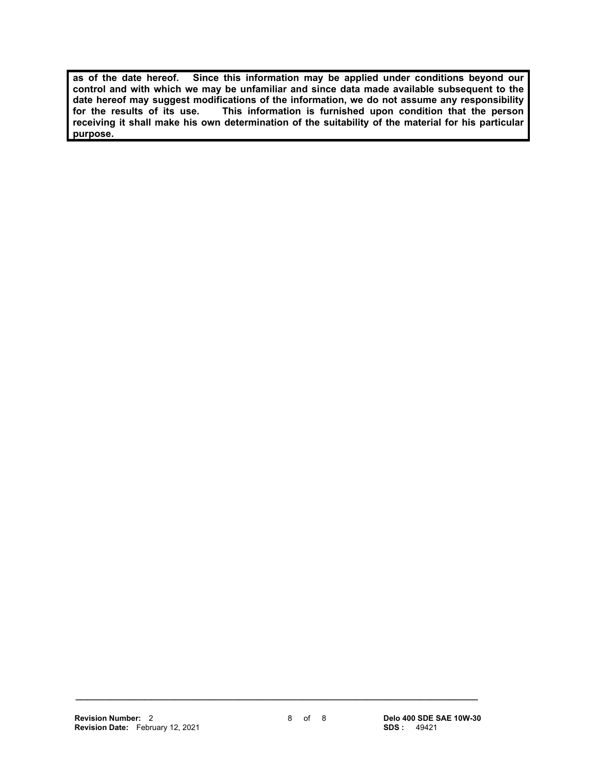**as of the date hereof. Since this information may be applied under conditions beyond our control and with which we may be unfamiliar and since data made available subsequent to the date hereof may suggest modifications of the information, we do not assume any responsibility for the results of its use. This information is furnished upon condition that the person receiving it shall make his own determination of the suitability of the material for his particular purpose.**